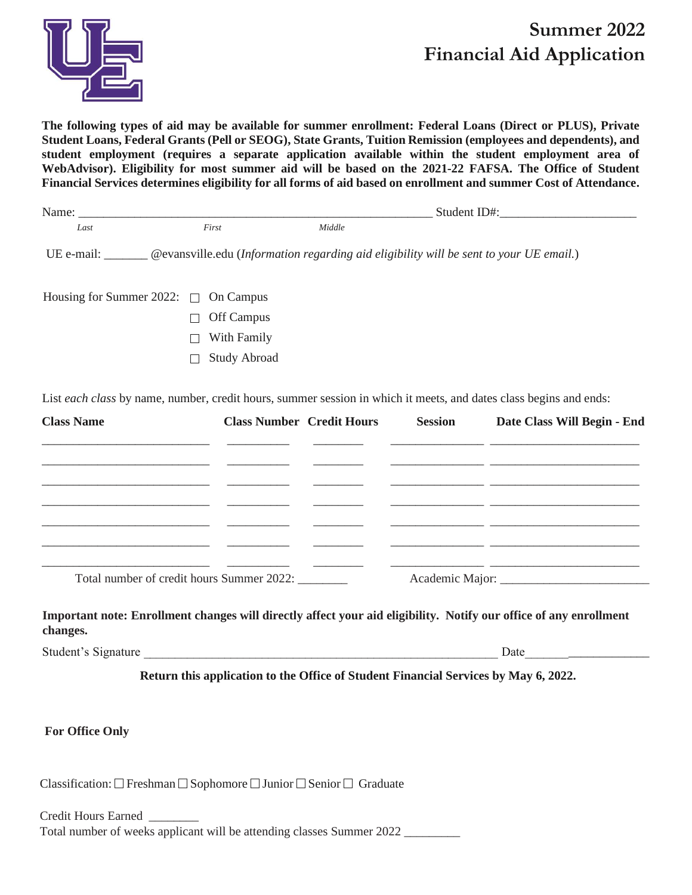# Summer 2022 Financial Aid Application

**The following types of aid may be available for summer enrollment: Federal Loans (Direct or PLUS), Private Student Loans, Federal Grants (Pell or SEOG), State Grants, Tuition Remission (employees and dependents), and student employment (requires a separate application available within the student employment area of WebAdvisor). Eligibility for most summer aid will be based on the 2021-22 FAFSA. The Office of Student Financial Services determines eligibility for all forms of aid based on enrollment and summer Cost of Attendance.**

Name: ___________________________________________________________ Student ID#:______________________

*Last* *First* *Middle*

UE e-mail: _______ @evansville.edu (*Information regarding aid eligibility will be sent to your UE email.*)

Housing for Summer 2022:
- ☐ On Campus
- ☐ Off Campus
- ☐ With Family
- ☐ Study Abroad

List *each class* by name, number, credit hours, summer session in which it meets, and dates class begins and ends:

| Class Name | Class Number | Credit Hours | Session | Date Class Will Begin - End |
|---|---|---|---|---|
| | | | | |
| | | | | |
| | | | | |
| | | | | |
| | | | | |
| | | | | |
| | | | | |

Total number of credit hours Summer 2022: ________ Academic Major: ________________________

**Important note: Enrollment changes will directly affect your aid eligibility. Notify our office of any enrollment changes.**

Student's Signature ____________________________________________________________ Date____________________

**Return this application to the Office of Student Financial Services by May 6, 2022.**

**For Office Only**

Classification: ☐ Freshman ☐ Sophomore ☐ Junior ☐ Senior ☐ Graduate

Credit Hours Earned ________

Total number of weeks applicant will be attending classes Summer 2022 _________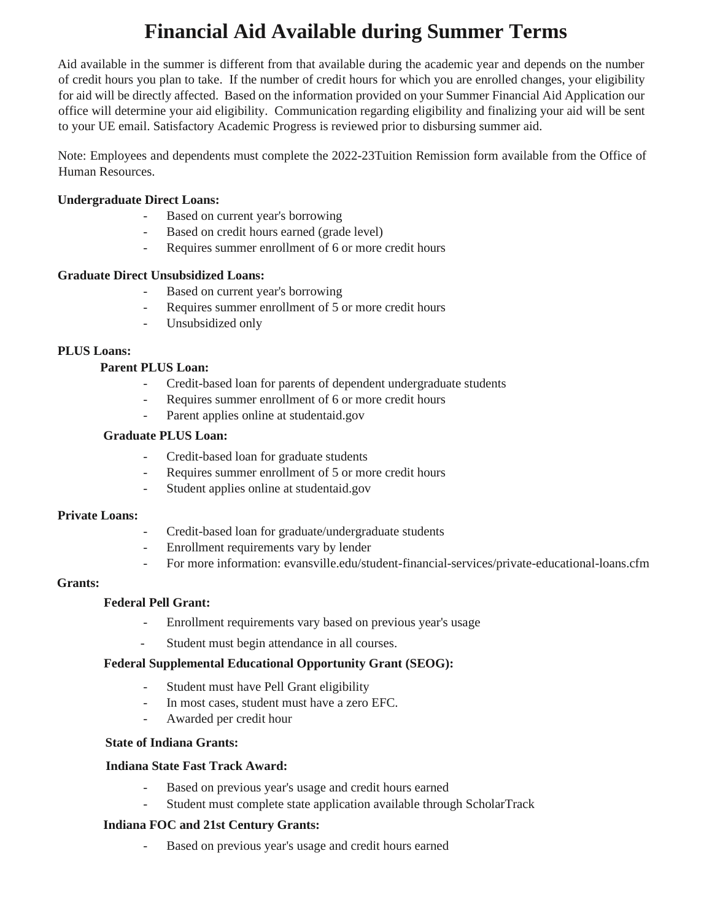# Financial Aid Available during Summer Terms

Aid available in the summer is different from that available during the academic year and depends on the number of credit hours you plan to take. If the number of credit hours for which you are enrolled changes, your eligibility for aid will be directly affected. Based on the information provided on your Summer Financial Aid Application our office will determine your aid eligibility. Communication regarding eligibility and finalizing your aid will be sent to your UE email. Satisfactory Academic Progress is reviewed prior to disbursing summer aid.

Note: Employees and dependents must complete the 2022-23Tuition Remission form available from the Office of Human Resources.

**Undergraduate Direct Loans:**

- Based on current year's borrowing
- Based on credit hours earned (grade level)
- Requires summer enrollment of 6 or more credit hours

**Graduate Direct Unsubsidized Loans:**

- Based on current year's borrowing
- Requires summer enrollment of 5 or more credit hours
- Unsubsidized only

**PLUS Loans:**

**Parent PLUS Loan:**

- Credit-based loan for parents of dependent undergraduate students
- Requires summer enrollment of 6 or more credit hours
- Parent applies online at studentaid.gov

**Graduate PLUS Loan:**

- Credit-based loan for graduate students
- Requires summer enrollment of 5 or more credit hours
- Student applies online at studentaid.gov

**Private Loans:**

- Credit-based loan for graduate/undergraduate students
- Enrollment requirements vary by lender
- For more information: evansville.edu/student-financial-services/private-educational-loans.cfm

**Grants:**

**Federal Pell Grant:**

- Enrollment requirements vary based on previous year's usage
- Student must begin attendance in all courses.

**Federal Supplemental Educational Opportunity Grant (SEOG):**

- Student must have Pell Grant eligibility
- In most cases, student must have a zero EFC.
- Awarded per credit hour

**State of Indiana Grants:**

**Indiana State Fast Track Award:**

- Based on previous year's usage and credit hours earned
- Student must complete state application available through ScholarTrack

**Indiana FOC and 21st Century Grants:**

- Based on previous year's usage and credit hours earned